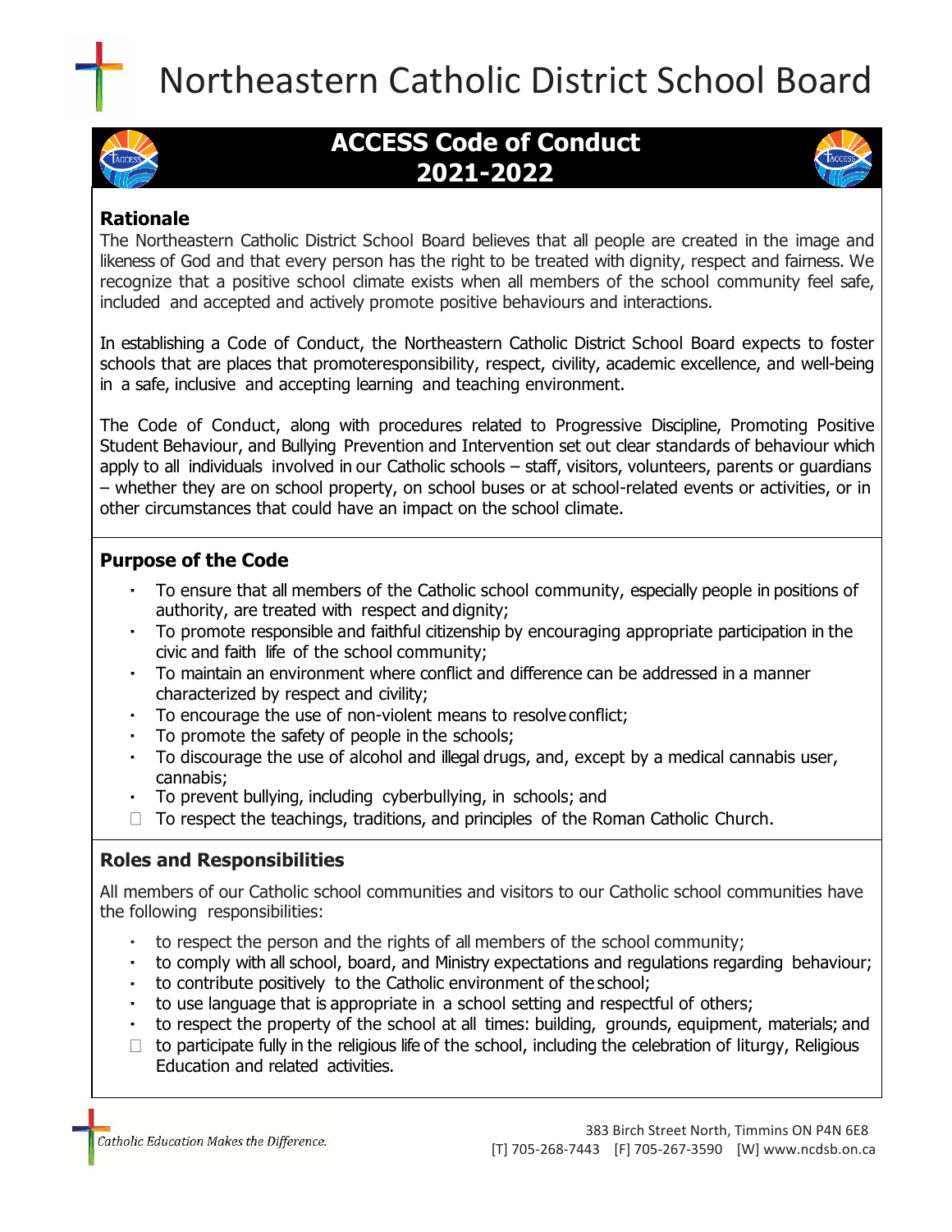# Northeastern Catholic District School Board

## ACCESS Code of Conduct 2021-2022

### Rationale

The Northeastern Catholic District School Board believes that all people are created in the image and likeness of God and that every person has the right to be treated with dignity, respect and fairness. We recognize that a positive school climate exists when all members of the school community feel safe, included and accepted and actively promote positive behaviours and interactions.

In establishing a Code of Conduct, the Northeastern Catholic District School Board expects to foster schools that are places that promoteresponsibility, respect, civility, academic excellence, and well-being in a safe, inclusive and accepting learning and teaching environment.

The Code of Conduct, along with procedures related to Progressive Discipline, Promoting Positive Student Behaviour, and Bullying Prevention and Intervention set out clear standards of behaviour which apply to all individuals involved in our Catholic schools – staff, visitors, volunteers, parents or guardians – whether they are on school property, on school buses or at school-related events or activities, or in other circumstances that could have an impact on the school climate.

### Purpose of the Code

- To ensure that all members of the Catholic school community, especially people in positions of authority, are treated with respect and dignity;
- To promote responsible and faithful citizenship by encouraging appropriate participation in the civic and faith life of the school community;
- To maintain an environment where conflict and difference can be addressed in a manner characterized by respect and civility;
- To encourage the use of non-violent means to resolve conflict;
- To promote the safety of people in the schools;
- To discourage the use of alcohol and illegal drugs, and, except by a medical cannabis user, cannabis;
- To prevent bullying, including cyberbullying, in schools; and
- To respect the teachings, traditions, and principles of the Roman Catholic Church.

### Roles and Responsibilities

All members of our Catholic school communities and visitors to our Catholic school communities have the following responsibilities:

- to respect the person and the rights of all members of the school community;
- to comply with all school, board, and Ministry expectations and regulations regarding behaviour;
- to contribute positively to the Catholic environment of the school;
- to use language that is appropriate in a school setting and respectful of others;
- to respect the property of the school at all times: building, grounds, equipment, materials; and
- to participate fully in the religious life of the school, including the celebration of liturgy, Religious Education and related activities.

*Catholic Education Makes the Difference.*

383 Birch Street North, Timmins ON P4N 6E8
[T] 705-268-7443 [F] 705-267-3590 [W] www.ncdsb.on.ca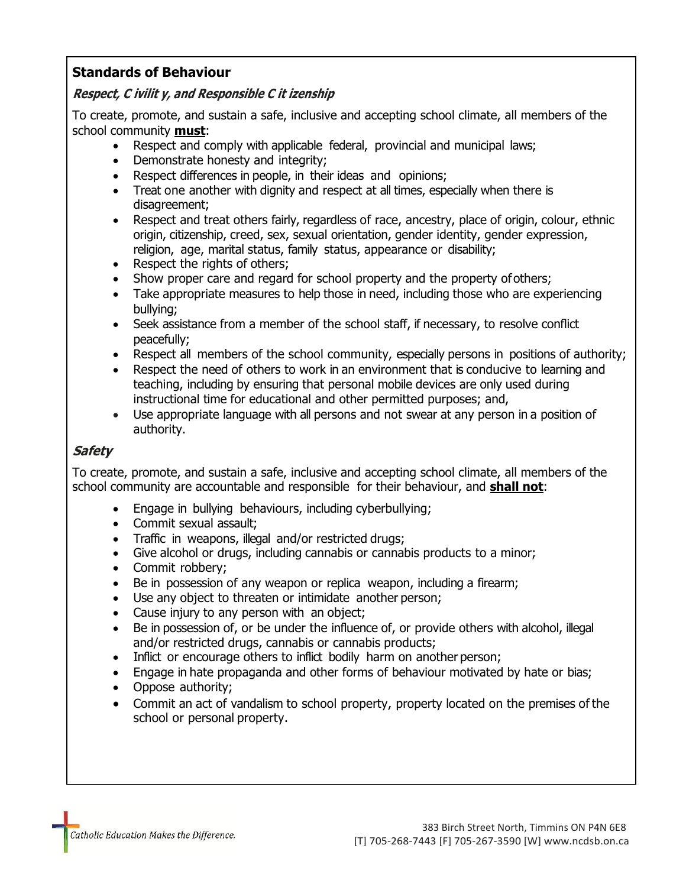## Standards of Behaviour

### *Respect, Civility, and Responsible Citizenship*

To create, promote, and sustain a safe, inclusive and accepting school climate, all members of the school community **must**:

- Respect and comply with applicable federal, provincial and municipal laws;
- Demonstrate honesty and integrity;
- Respect differences in people, in their ideas and opinions;
- Treat one another with dignity and respect at all times, especially when there is disagreement;
- Respect and treat others fairly, regardless of race, ancestry, place of origin, colour, ethnic origin, citizenship, creed, sex, sexual orientation, gender identity, gender expression, religion, age, marital status, family status, appearance or disability;
- Respect the rights of others;
- Show proper care and regard for school property and the property of others;
- Take appropriate measures to help those in need, including those who are experiencing bullying;
- Seek assistance from a member of the school staff, if necessary, to resolve conflict peacefully;
- Respect all members of the school community, especially persons in positions of authority;
- Respect the need of others to work in an environment that is conducive to learning and teaching, including by ensuring that personal mobile devices are only used during instructional time for educational and other permitted purposes; and,
- Use appropriate language with all persons and not swear at any person in a position of authority.

### *Safety*

To create, promote, and sustain a safe, inclusive and accepting school climate, all members of the school community are accountable and responsible for their behaviour, and **shall not**:

- Engage in bullying behaviours, including cyberbullying;
- Commit sexual assault;
- Traffic in weapons, illegal and/or restricted drugs;
- Give alcohol or drugs, including cannabis or cannabis products to a minor;
- Commit robbery;
- Be in possession of any weapon or replica weapon, including a firearm;
- Use any object to threaten or intimidate another person;
- Cause injury to any person with an object;
- Be in possession of, or be under the influence of, or provide others with alcohol, illegal and/or restricted drugs, cannabis or cannabis products;
- Inflict or encourage others to inflict bodily harm on another person;
- Engage in hate propaganda and other forms of behaviour motivated by hate or bias;
- Oppose authority;
- Commit an act of vandalism to school property, property located on the premises of the school or personal property.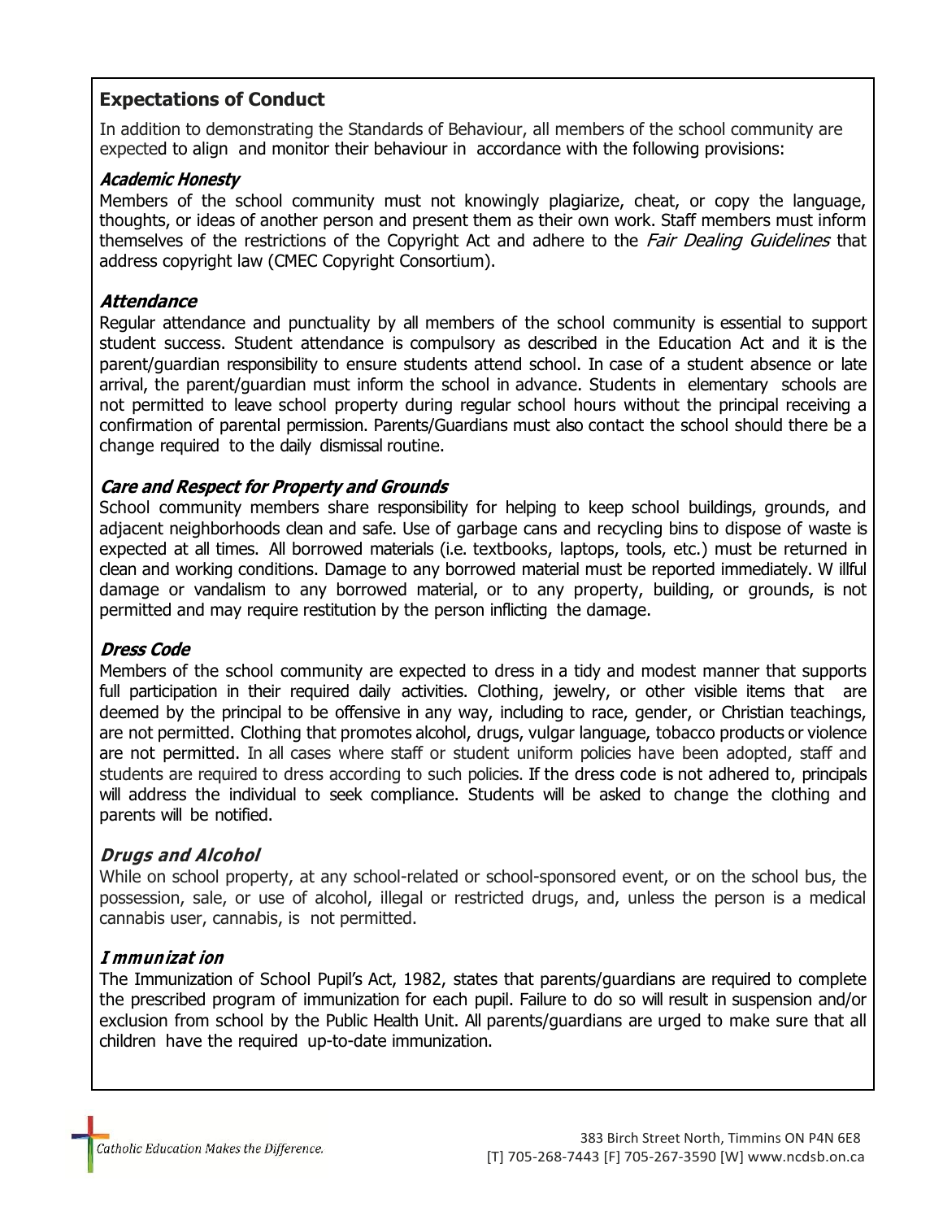## Expectations of Conduct

In addition to demonstrating the Standards of Behaviour, all members of the school community are expected to align and monitor their behaviour in accordance with the following provisions:

### *Academic Honesty*

Members of the school community must not knowingly plagiarize, cheat, or copy the language, thoughts, or ideas of another person and present them as their own work. Staff members must inform themselves of the restrictions of the Copyright Act and adhere to the *Fair Dealing Guidelines* that address copyright law (CMEC Copyright Consortium).

### *Attendance*

Regular attendance and punctuality by all members of the school community is essential to support student success. Student attendance is compulsory as described in the Education Act and it is the parent/guardian responsibility to ensure students attend school. In case of a student absence or late arrival, the parent/guardian must inform the school in advance. Students in elementary schools are not permitted to leave school property during regular school hours without the principal receiving a confirmation of parental permission. Parents/Guardians must also contact the school should there be a change required to the daily dismissal routine.

### *Care and Respect for Property and Grounds*

School community members share responsibility for helping to keep school buildings, grounds, and adjacent neighborhoods clean and safe. Use of garbage cans and recycling bins to dispose of waste is expected at all times. All borrowed materials (i.e. textbooks, laptops, tools, etc.) must be returned in clean and working conditions. Damage to any borrowed material must be reported immediately. Willful damage or vandalism to any borrowed material, or to any property, building, or grounds, is not permitted and may require restitution by the person inflicting the damage.

### *Dress Code*

Members of the school community are expected to dress in a tidy and modest manner that supports full participation in their required daily activities. Clothing, jewelry, or other visible items that are deemed by the principal to be offensive in any way, including to race, gender, or Christian teachings, are not permitted. Clothing that promotes alcohol, drugs, vulgar language, tobacco products or violence are not permitted. In all cases where staff or student uniform policies have been adopted, staff and students are required to dress according to such policies. If the dress code is not adhered to, principals will address the individual to seek compliance. Students will be asked to change the clothing and parents will be notified.

### *Drugs and Alcohol*

While on school property, at any school-related or school-sponsored event, or on the school bus, the possession, sale, or use of alcohol, illegal or restricted drugs, and, unless the person is a medical cannabis user, cannabis, is not permitted.

### *Immunization*

The Immunization of School Pupil's Act, 1982, states that parents/guardians are required to complete the prescribed program of immunization for each pupil. Failure to do so will result in suspension and/or exclusion from school by the Public Health Unit. All parents/guardians are urged to make sure that all children have the required up-to-date immunization.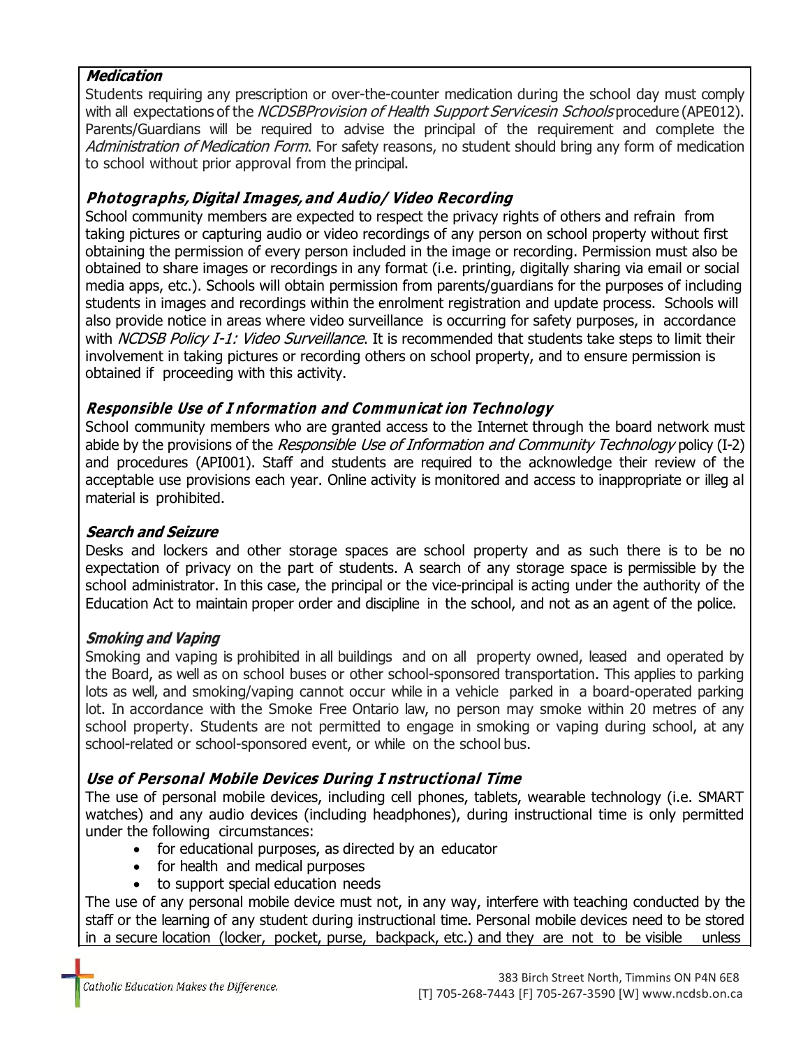### *Medication*

Students requiring any prescription or over-the-counter medication during the school day must comply with all expectations of the *NCDSBProvision of Health Support Servicesin Schools* procedure (APE012). Parents/Guardians will be required to advise the principal of the requirement and complete the *Administration of Medication Form*. For safety reasons, no student should bring any form of medication to school without prior approval from the principal.

### *Photographs, Digital Images, and Audio/ Video Recording*

School community members are expected to respect the privacy rights of others and refrain from taking pictures or capturing audio or video recordings of any person on school property without first obtaining the permission of every person included in the image or recording. Permission must also be obtained to share images or recordings in any format (i.e. printing, digitally sharing via email or social media apps, etc.). Schools will obtain permission from parents/guardians for the purposes of including students in images and recordings within the enrolment registration and update process. Schools will also provide notice in areas where video surveillance is occurring for safety purposes, in accordance with *NCDSB Policy I-1: Video Surveillance*. It is recommended that students take steps to limit their involvement in taking pictures or recording others on school property, and to ensure permission is obtained if proceeding with this activity.

### *Responsible Use of Information and Communication Technology*

School community members who are granted access to the Internet through the board network must abide by the provisions of the *Responsible Use of Information and Community Technology* policy (I-2) and procedures (API001). Staff and students are required to the acknowledge their review of the acceptable use provisions each year. Online activity is monitored and access to inappropriate or illeg al material is prohibited.

### *Search and Seizure*

Desks and lockers and other storage spaces are school property and as such there is to be no expectation of privacy on the part of students. A search of any storage space is permissible by the school administrator. In this case, the principal or the vice-principal is acting under the authority of the Education Act to maintain proper order and discipline in the school, and not as an agent of the police.

### *Smoking and Vaping*

Smoking and vaping is prohibited in all buildings and on all property owned, leased and operated by the Board, as well as on school buses or other school-sponsored transportation. This applies to parking lots as well, and smoking/vaping cannot occur while in a vehicle parked in a board-operated parking lot. In accordance with the Smoke Free Ontario law, no person may smoke within 20 metres of any school property. Students are not permitted to engage in smoking or vaping during school, at any school-related or school-sponsored event, or while on the school bus.

### *Use of Personal Mobile Devices During Instructional Time*

The use of personal mobile devices, including cell phones, tablets, wearable technology (i.e. SMART watches) and any audio devices (including headphones), during instructional time is only permitted under the following circumstances:

- for educational purposes, as directed by an educator
- for health and medical purposes
- to support special education needs

The use of any personal mobile device must not, in any way, interfere with teaching conducted by the staff or the learning of any student during instructional time. Personal mobile devices need to be stored in a secure location (locker, pocket, purse, backpack, etc.) and they are not to be visible unless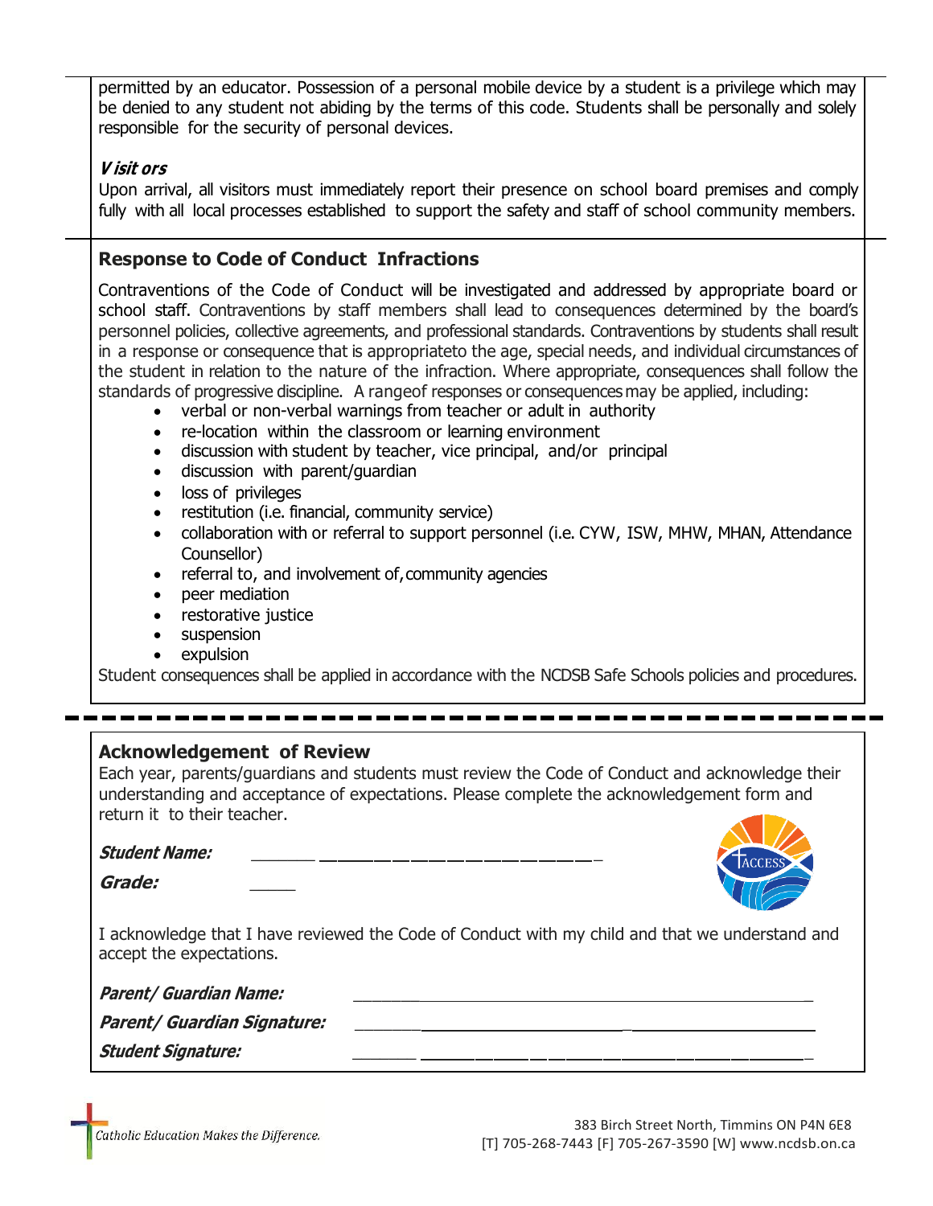permitted by an educator. Possession of a personal mobile device by a student is a privilege which may be denied to any student not abiding by the terms of this code. Students shall be personally and solely responsible for the security of personal devices.

***Visitors***

Upon arrival, all visitors must immediately report their presence on school board premises and comply fully with all local processes established to support the safety and staff of school community members.

## Response to Code of Conduct Infractions

Contraventions of the Code of Conduct will be investigated and addressed by appropriate board or school staff. Contraventions by staff members shall lead to consequences determined by the board's personnel policies, collective agreements, and professional standards. Contraventions by students shall result in a response or consequence that is appropriateto the age, special needs, and individual circumstances of the student in relation to the nature of the infraction. Where appropriate, consequences shall follow the standards of progressive discipline. A rangeof responses or consequences may be applied, including:

- verbal or non-verbal warnings from teacher or adult in authority
- re-location within the classroom or learning environment
- discussion with student by teacher, vice principal, and/or principal
- discussion with parent/guardian
- loss of privileges
- restitution (i.e. financial, community service)
- collaboration with or referral to support personnel (i.e. CYW, ISW, MHW, MHAN, Attendance Counsellor)
- referral to, and involvement of, community agencies
- peer mediation
- restorative justice
- suspension
- expulsion

Student consequences shall be applied in accordance with the NCDSB Safe Schools policies and procedures.

## Acknowledgement of Review

Each year, parents/guardians and students must review the Code of Conduct and acknowledge their understanding and acceptance of expectations. Please complete the acknowledgement form and return it to their teacher.

***Student Name:*** ________________________________

***Grade:*** _____

I acknowledge that I have reviewed the Code of Conduct with my child and that we understand and accept the expectations.

***Parent/ Guardian Name:*** ________________________________

***Parent/ Guardian Signature:*** ________________________________

***Student Signature:*** ________________________________

Catholic Education Makes the Difference.

383 Birch Street North, Timmins ON P4N 6E8
[T] 705-268-7443 [F] 705-267-3590 [W] www.ncdsb.on.ca